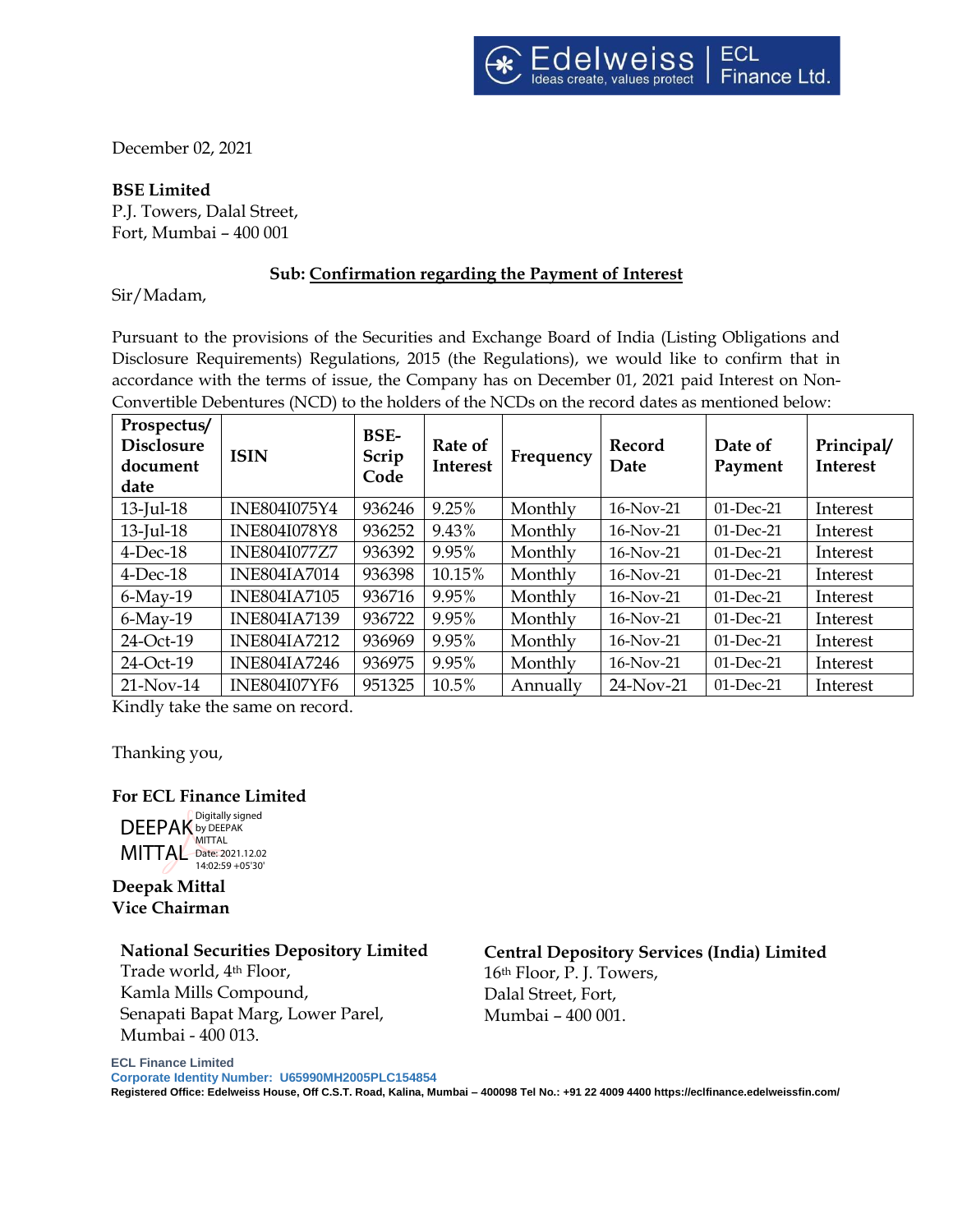December 02, 2021

**BSE Limited**
P.J. Towers, Dalal Street,
Fort, Mumbai – 400 001

**Sub: <u>Confirmation regarding the Payment of Interest</u>**

Sir/Madam,

Pursuant to the provisions of the Securities and Exchange Board of India (Listing Obligations and Disclosure Requirements) Regulations, 2015 (the Regulations), we would like to confirm that in accordance with the terms of issue, the Company has on December 01, 2021 paid Interest on Non-Convertible Debentures (NCD) to the holders of the NCDs on the record dates as mentioned below:

| Prospectus/ Disclosure document date | ISIN | BSE-Scrip Code | Rate of Interest | Frequency | Record Date | Date of Payment | Principal/ Interest |
|---|---|---|---|---|---|---|---|
| 13-Jul-18 | INE804I075Y4 | 936246 | 9.25% | Monthly | 16-Nov-21 | 01-Dec-21 | Interest |
| 13-Jul-18 | INE804I078Y8 | 936252 | 9.43% | Monthly | 16-Nov-21 | 01-Dec-21 | Interest |
| 4-Dec-18 | INE804I077Z7 | 936392 | 9.95% | Monthly | 16-Nov-21 | 01-Dec-21 | Interest |
| 4-Dec-18 | INE804IA7014 | 936398 | 10.15% | Monthly | 16-Nov-21 | 01-Dec-21 | Interest |
| 6-May-19 | INE804IA7105 | 936716 | 9.95% | Monthly | 16-Nov-21 | 01-Dec-21 | Interest |
| 6-May-19 | INE804IA7139 | 936722 | 9.95% | Monthly | 16-Nov-21 | 01-Dec-21 | Interest |
| 24-Oct-19 | INE804IA7212 | 936969 | 9.95% | Monthly | 16-Nov-21 | 01-Dec-21 | Interest |
| 24-Oct-19 | INE804IA7246 | 936975 | 9.95% | Monthly | 16-Nov-21 | 01-Dec-21 | Interest |
| 21-Nov-14 | INE804I07YF6 | 951325 | 10.5% | Annually | 24-Nov-21 | 01-Dec-21 | Interest |

Kindly take the same on record.

Thanking you,

**For ECL Finance Limited**

DEEPAK MITTAL
Digitally signed by DEEPAK MITTAL
Date: 2021.12.02 14:02:59 +05'30'

**Deepak Mittal**
**Vice Chairman**

**National Securities Depository Limited**
Trade world, 4th Floor,
Kamla Mills Compound,
Senapati Bapat Marg, Lower Parel,
Mumbai - 400 013.

**Central Depository Services (India) Limited**
16th Floor, P. J. Towers,
Dalal Street, Fort,
Mumbai – 400 001.

**ECL Finance Limited**
**Corporate Identity Number: U65990MH2005PLC154854**
**Registered Office: Edelweiss House, Off C.S.T. Road, Kalina, Mumbai – 400098 Tel No.: +91 22 4009 4400 https://eclfinance.edelweissfin.com/**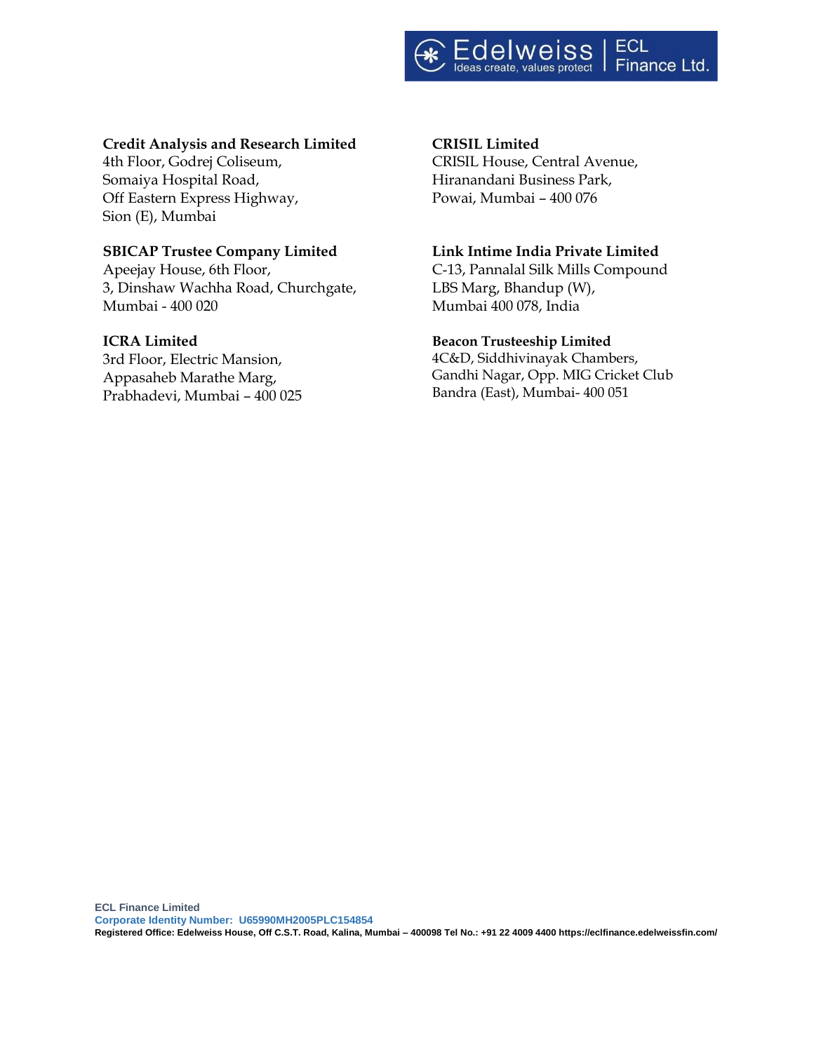**Credit Analysis and Research Limited**
4th Floor, Godrej Coliseum,
Somaiya Hospital Road,
Off Eastern Express Highway,
Sion (E), Mumbai

**CRISIL Limited**
CRISIL House, Central Avenue,
Hiranandani Business Park,
Powai, Mumbai – 400 076

**SBICAP Trustee Company Limited**
Apeejay House, 6th Floor,
3, Dinshaw Wachha Road, Churchgate,
Mumbai - 400 020

**Link Intime India Private Limited**
C-13, Pannalal Silk Mills Compound
LBS Marg, Bhandup (W),
Mumbai 400 078, India

**ICRA Limited**
3rd Floor, Electric Mansion,
Appasaheb Marathe Marg,
Prabhadevi, Mumbai – 400 025

**Beacon Trusteeship Limited**
4C&D, Siddhivinayak Chambers,
Gandhi Nagar, Opp. MIG Cricket Club
Bandra (East), Mumbai- 400 051

**ECL Finance Limited**
**Corporate Identity Number: U65990MH2005PLC154854**
**Registered Office: Edelweiss House, Off C.S.T. Road, Kalina, Mumbai – 400098 Tel No.: +91 22 4009 4400 https://eclfinance.edelweissfin.com/**